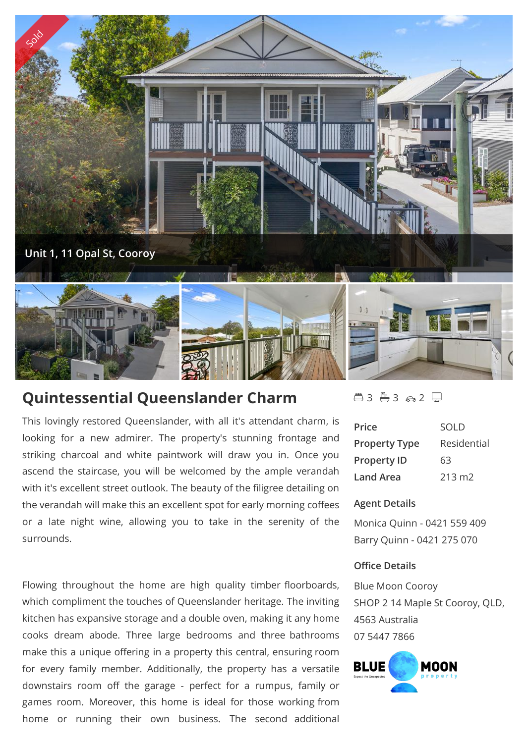Sold

Unit 1, 11 Opal St, Cooroy

## Quintessential Queenslander Charm

This lovingly restored Queenslander, with all it's attendant charm, is looking for a new admirer. The property's stunning frontage and striking charcoal and white paintwork will draw you in. Once you ascend the staircase, you will be welcomed by the ample verandah with it's excellent street outlook. The beauty of the filigree detailing on the verandah will make this an excellent spot for early morning coffees or a late night wine, allowing you to take in the serenity of the surrounds.

Flowing throughout the home are high quality timber floorboards, which compliment the touches of Queenslander heritage. The inviting kitchen has expansive storage and a double oven, making it any home cooks dream abode. Three large bedrooms and three bathrooms make this a unique offering in a property this central, ensuring room for every family member. Additionally, the property has a versatile downstairs room off the garage - perfect for a rumpus, family or games room. Moreover, this home is ideal for those working from home or running their own business. The second additional

3 3 2

| | |
|---|---|
| **Price** | SOLD |
| **Property Type** | Residential |
| **Property ID** | 63 |
| **Land Area** | 213 m2 |

### Agent Details

Monica Quinn - 0421 559 409
Barry Quinn - 0421 275 070

### Office Details

Blue Moon Cooroy
SHOP 2 14 Maple St Cooroy, QLD, 4563 Australia
07 5447 7866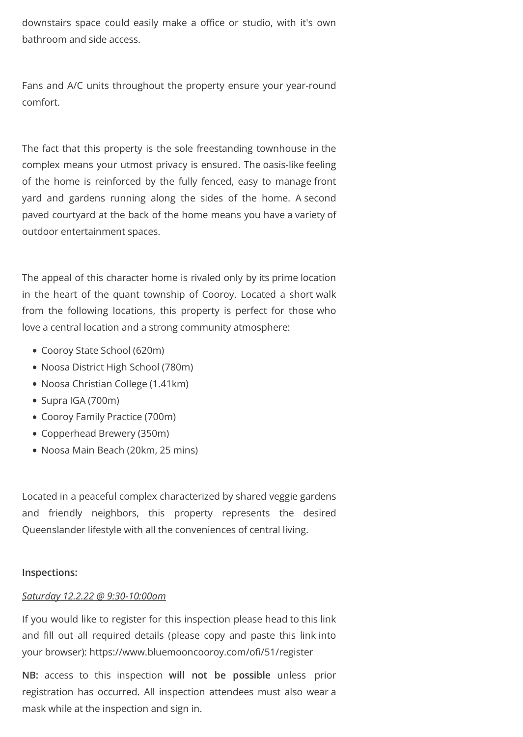downstairs space could easily make a office or studio, with it's own bathroom and side access.

Fans and A/C units throughout the property ensure your year-round comfort.

The fact that this property is the sole freestanding townhouse in the complex means your utmost privacy is ensured. The oasis-like feeling of the home is reinforced by the fully fenced, easy to manage front yard and gardens running along the sides of the home. A second paved courtyard at the back of the home means you have a variety of outdoor entertainment spaces.

The appeal of this character home is rivaled only by its prime location in the heart of the quant township of Cooroy. Located a short walk from the following locations, this property is perfect for those who love a central location and a strong community atmosphere:

- Cooroy State School (620m)
- Noosa District High School (780m)
- Noosa Christian College (1.41km)
- Supra IGA (700m)
- Cooroy Family Practice (700m)
- Copperhead Brewery (350m)
- Noosa Main Beach (20km, 25 mins)

Located in a peaceful complex characterized by shared veggie gardens and friendly neighbors, this property represents the desired Queenslander lifestyle with all the conveniences of central living.

---

**Inspections:**

*Saturday 12.2.22 @ 9:30-10:00am*

If you would like to register for this inspection please head to this link and fill out all required details (please copy and paste this link into your browser): https://www.bluemooncooroy.com/ofi/51/register

**NB:** access to this inspection **will not be possible** unless prior registration has occurred. All inspection attendees must also wear a mask while at the inspection and sign in.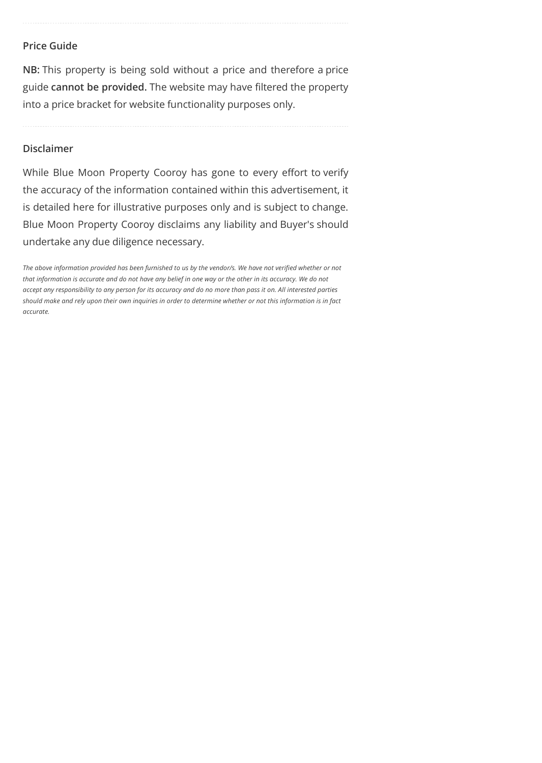## Price Guide

**NB:** This property is being sold without a price and therefore a price guide **cannot be provided.** The website may have filtered the property into a price bracket for website functionality purposes only.

## Disclaimer

While Blue Moon Property Cooroy has gone to every effort to verify the accuracy of the information contained within this advertisement, it is detailed here for illustrative purposes only and is subject to change. Blue Moon Property Cooroy disclaims any liability and Buyer's should undertake any due diligence necessary.

*The above information provided has been furnished to us by the vendor/s. We have not verified whether or not that information is accurate and do not have any belief in one way or the other in its accuracy. We do not accept any responsibility to any person for its accuracy and do no more than pass it on. All interested parties should make and rely upon their own inquiries in order to determine whether or not this information is in fact accurate.*